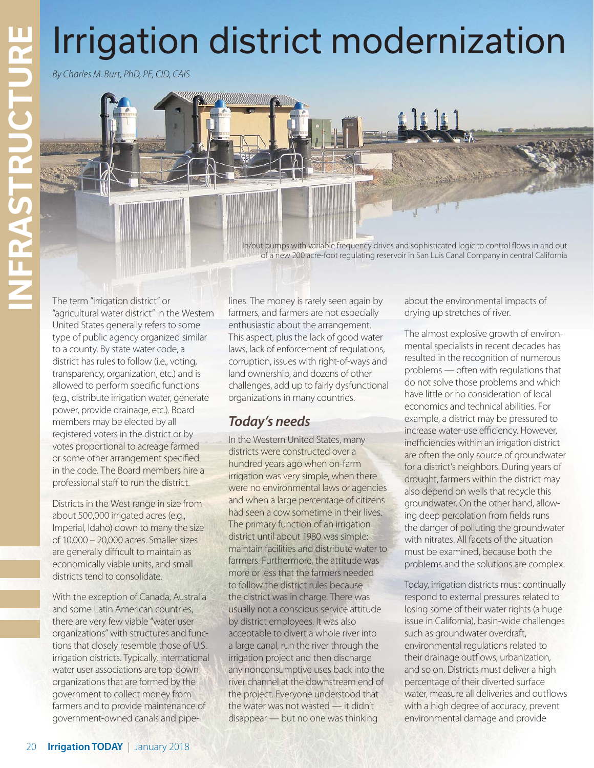# Irrigation district modernization

*By Charles M. Burt, PhD, PE, CID, CAIS*

In/out pumps with variable frequency drives and sophisticated logic to control flows in and out of a new 200 acre-foot regulating reservoir in San Luis Canal Company in central California

The term "irrigation district" or "agricultural water district" in the Western United States generally refers to some type of public agency organized similar to a county. By state water code, a district has rules to follow (i.e., voting, transparency, organization, etc.) and is allowed to perform specific functions (e.g., distribute irrigation water, generate power, provide drainage, etc.). Board members may be elected by all registered voters in the district or by votes proportional to acreage farmed or some other arrangement specified in the code. The Board members hire a professional staff to run the district.

Districts in the West range in size from about 500,000 irrigated acres (e.g., Imperial, Idaho) down to many the size of 10,000 – 20,000 acres. Smaller sizes are generally difficult to maintain as economically viable units, and small districts tend to consolidate.

With the exception of Canada, Australia and some Latin American countries, there are very few viable "water user organizations" with structures and functions that closely resemble those of U.S. irrigation districts. Typically, international water user associations are top-down organizations that are formed by the government to collect money from farmers and to provide maintenance of government-owned canals and pipelines. The money is rarely seen again by farmers, and farmers are not especially enthusiastic about the arrangement. This aspect, plus the lack of good water laws, lack of enforcement of regulations, corruption, issues with right-of-ways and land ownership, and dozens of other challenges, add up to fairly dysfunctional organizations in many countries.

## *Today's needs*

In the Western United States, many districts were constructed over a hundred years ago when on-farm irrigation was very simple, when there were no environmental laws or agencies and when a large percentage of citizens had seen a cow sometime in their lives. The primary function of an irrigation district until about 1980 was simple: maintain facilities and distribute water to farmers. Furthermore, the attitude was more or less that the farmers needed to follow the district rules because the district was in charge. There was usually not a conscious service attitude by district employees. It was also acceptable to divert a whole river into a large canal, run the river through the irrigation project and then discharge any nonconsumptive uses back into the river channel at the downstream end of the project. Everyone understood that the water was not wasted — it didn't disappear — but no one was thinking about the environmental impacts of drying up stretches of river.

The almost explosive growth of environmental specialists in recent decades has resulted in the recognition of numerous problems — often with regulations that do not solve those problems and which have little or no consideration of local economics and technical abilities. For example, a district may be pressured to increase water-use efficiency. However, inefficiencies within an irrigation district are often the only source of groundwater for a district's neighbors. During years of drought, farmers within the district may also depend on wells that recycle this groundwater. On the other hand, allowing deep percolation from fields runs the danger of polluting the groundwater with nitrates. All facets of the situation must be examined, because both the problems and the solutions are complex.

Today, irrigation districts must continually respond to external pressures related to losing some of their water rights (a huge issue in California), basin-wide challenges such as groundwater overdraft, environmental regulations related to their drainage outflows, urbanization, and so on. Districts must deliver a high percentage of their diverted surface water, measure all deliveries and outflows with a high degree of accuracy, prevent environmental damage and provide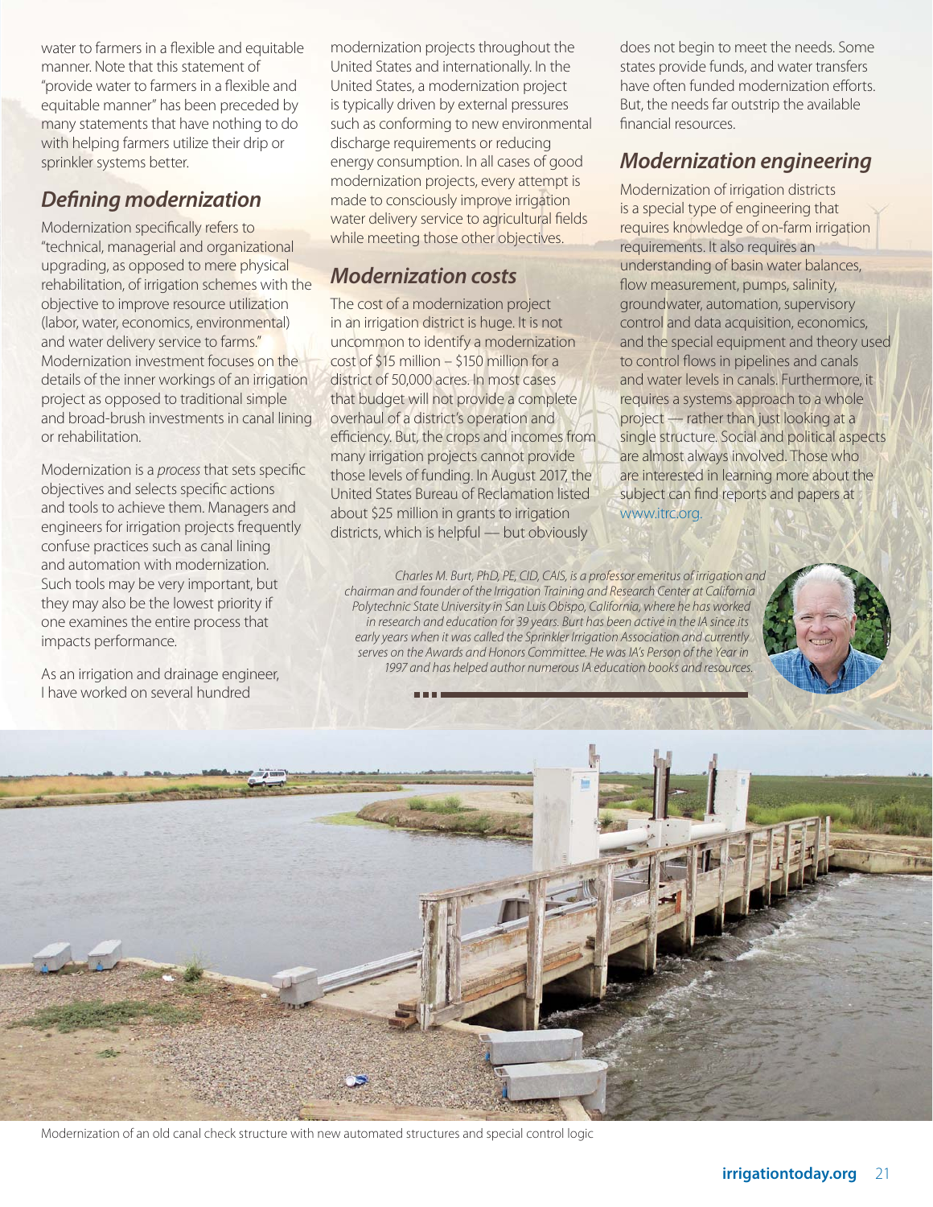water to farmers in a flexible and equitable manner. Note that this statement of "provide water to farmers in a flexible and equitable manner" has been preceded by many statements that have nothing to do with helping farmers utilize their drip or sprinkler systems better.

## *Defining modernization*

Modernization specifically refers to "technical, managerial and organizational upgrading, as opposed to mere physical rehabilitation, of irrigation schemes with the objective to improve resource utilization (labor, water, economics, environmental) and water delivery service to farms." Modernization investment focuses on the details of the inner workings of an irrigation project as opposed to traditional simple and broad-brush investments in canal lining or rehabilitation.

Modernization is a *process* that sets specific objectives and selects specific actions and tools to achieve them. Managers and engineers for irrigation projects frequently confuse practices such as canal lining and automation with modernization. Such tools may be very important, but they may also be the lowest priority if one examines the entire process that impacts performance.

As an irrigation and drainage engineer, I have worked on several hundred modernization projects throughout the United States and internationally. In the United States, a modernization project is typically driven by external pressures such as conforming to new environmental discharge requirements or reducing energy consumption. In all cases of good modernization projects, every attempt is made to consciously improve irrigation water delivery service to agricultural fields while meeting those other objectives.

## *Modernization costs*

The cost of a modernization project in an irrigation district is huge. It is not uncommon to identify a modernization cost of $15 million – $150 million for a district of 50,000 acres. In most cases that budget will not provide a complete overhaul of a district's operation and efficiency. But, the crops and incomes from many irrigation projects cannot provide those levels of funding. In August 2017, the United States Bureau of Reclamation listed about $25 million in grants to irrigation districts, which is helpful — but obviously does not begin to meet the needs. Some states provide funds, and water transfers have often funded modernization efforts. But, the needs far outstrip the available financial resources.

## *Modernization engineering*

Modernization of irrigation districts is a special type of engineering that requires knowledge of on-farm irrigation requirements. It also requires an understanding of basin water balances, flow measurement, pumps, salinity, groundwater, automation, supervisory control and data acquisition, economics, and the special equipment and theory used to control flows in pipelines and canals and water levels in canals. Furthermore, it requires a systems approach to a whole project — rather than just looking at a single structure. Social and political aspects are almost always involved. Those who are interested in learning more about the subject can find reports and papers at www.itrc.org.

*Charles M. Burt, PhD, PE, CID, CAIS, is a professor emeritus of irrigation and chairman and founder of the Irrigation Training and Research Center at California Polytechnic State University in San Luis Obispo, California, where he has worked in research and education for 39 years. Burt has been active in the IA since its early years when it was called the Sprinkler Irrigation Association and currently serves on the Awards and Honors Committee. He was IA's Person of the Year in 1997 and has helped author numerous IA education books and resources.*

Modernization of an old canal check structure with new automated structures and special control logic